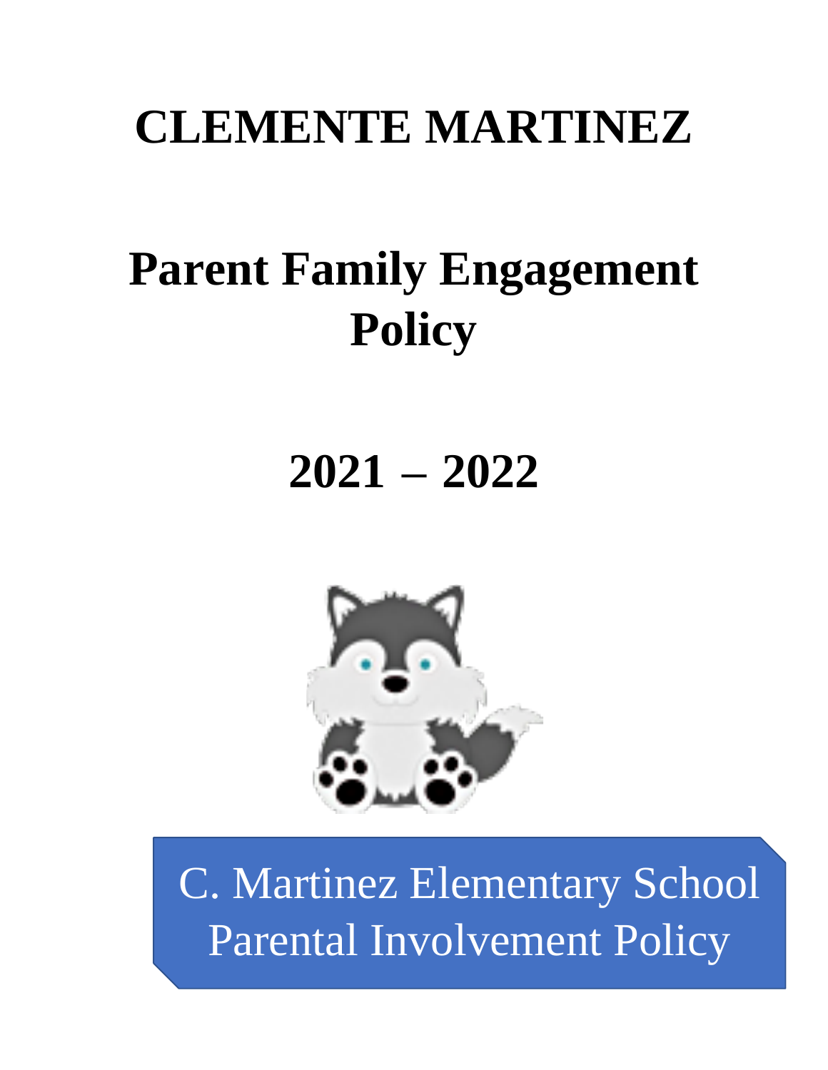# CLEMENTE MARTINEZ

# Parent Family Engagement Policy

# 2021 – 2022

C. Martinez Elementary School Parental Involvement Policy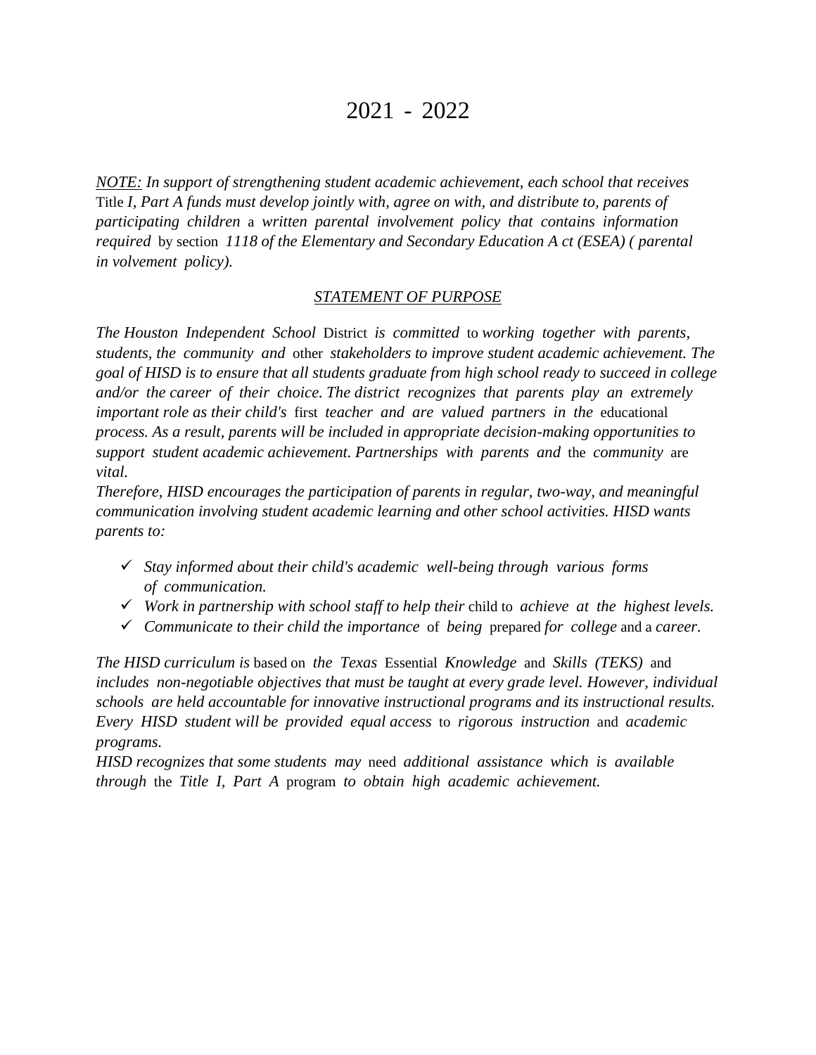# 2021 - 2022

*NOTE: In support of strengthening student academic achievement, each school that receives Title I, Part A funds must develop jointly with, agree on with, and distribute to, parents of participating children a written parental involvement policy that contains information required by section 1118 of the Elementary and Secondary Education A ct (ESEA) ( parental in volvement policy).*

## *STATEMENT OF PURPOSE*

*The Houston Independent School District is committed to working together with parents, students, the community and other stakeholders to improve student academic achievement. The goal of HISD is to ensure that all students graduate from high school ready to succeed in college and/or the career of their choice. The district recognizes that parents play an extremely important role as their child's first teacher and are valued partners in the educational process. As a result, parents will be included in appropriate decision-making opportunities to support student academic achievement. Partnerships with parents and the community are vital.*

*Therefore, HISD encourages the participation of parents in regular, two-way, and meaningful communication involving student academic learning and other school activities. HISD wants parents to:*

- ✓ *Stay informed about their child's academic well-being through various forms of communication.*
- ✓ *Work in partnership with school staff to help their child to achieve at the highest levels.*
- ✓ *Communicate to their child the importance of being prepared for college and a career.*

*The HISD curriculum is based on the Texas Essential Knowledge and Skills (TEKS) and includes non-negotiable objectives that must be taught at every grade level. However, individual schools are held accountable for innovative instructional programs and its instructional results. Every HISD student will be provided equal access to rigorous instruction and academic programs.*

*HISD recognizes that some students may need additional assistance which is available through the Title I, Part A program to obtain high academic achievement.*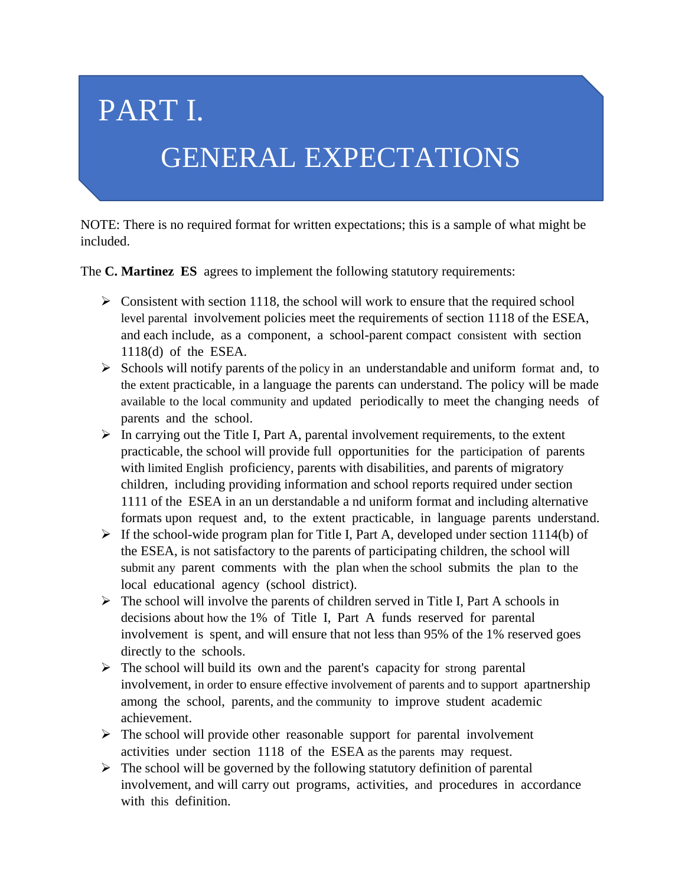# PART I.

# GENERAL EXPECTATIONS

NOTE: There is no required format for written expectations; this is a sample of what might be included.

The **C. Martinez ES** agrees to implement the following statutory requirements:

- Consistent with section 1118, the school will work to ensure that the required school level parental involvement policies meet the requirements of section 1118 of the ESEA, and each include, as a component, a school-parent compact consistent with section 1118(d) of the ESEA.
- Schools will notify parents of the policy in an understandable and uniform format and, to the extent practicable, in a language the parents can understand. The policy will be made available to the local community and updated periodically to meet the changing needs of parents and the school.
- In carrying out the Title I, Part A, parental involvement requirements, to the extent practicable, the school will provide full opportunities for the participation of parents with limited English proficiency, parents with disabilities, and parents of migratory children, including providing information and school reports required under section 1111 of the ESEA in an un derstandable a nd uniform format and including alternative formats upon request and, to the extent practicable, in language parents understand.
- If the school-wide program plan for Title I, Part A, developed under section 1114(b) of the ESEA, is not satisfactory to the parents of participating children, the school will submit any parent comments with the plan when the school submits the plan to the local educational agency (school district).
- The school will involve the parents of children served in Title I, Part A schools in decisions about how the 1% of Title I, Part A funds reserved for parental involvement is spent, and will ensure that not less than 95% of the 1% reserved goes directly to the schools.
- The school will build its own and the parent's capacity for strong parental involvement, in order to ensure effective involvement of parents and to support apartnership among the school, parents, and the community to improve student academic achievement.
- The school will provide other reasonable support for parental involvement activities under section 1118 of the ESEA as the parents may request.
- The school will be governed by the following statutory definition of parental involvement, and will carry out programs, activities, and procedures in accordance with this definition.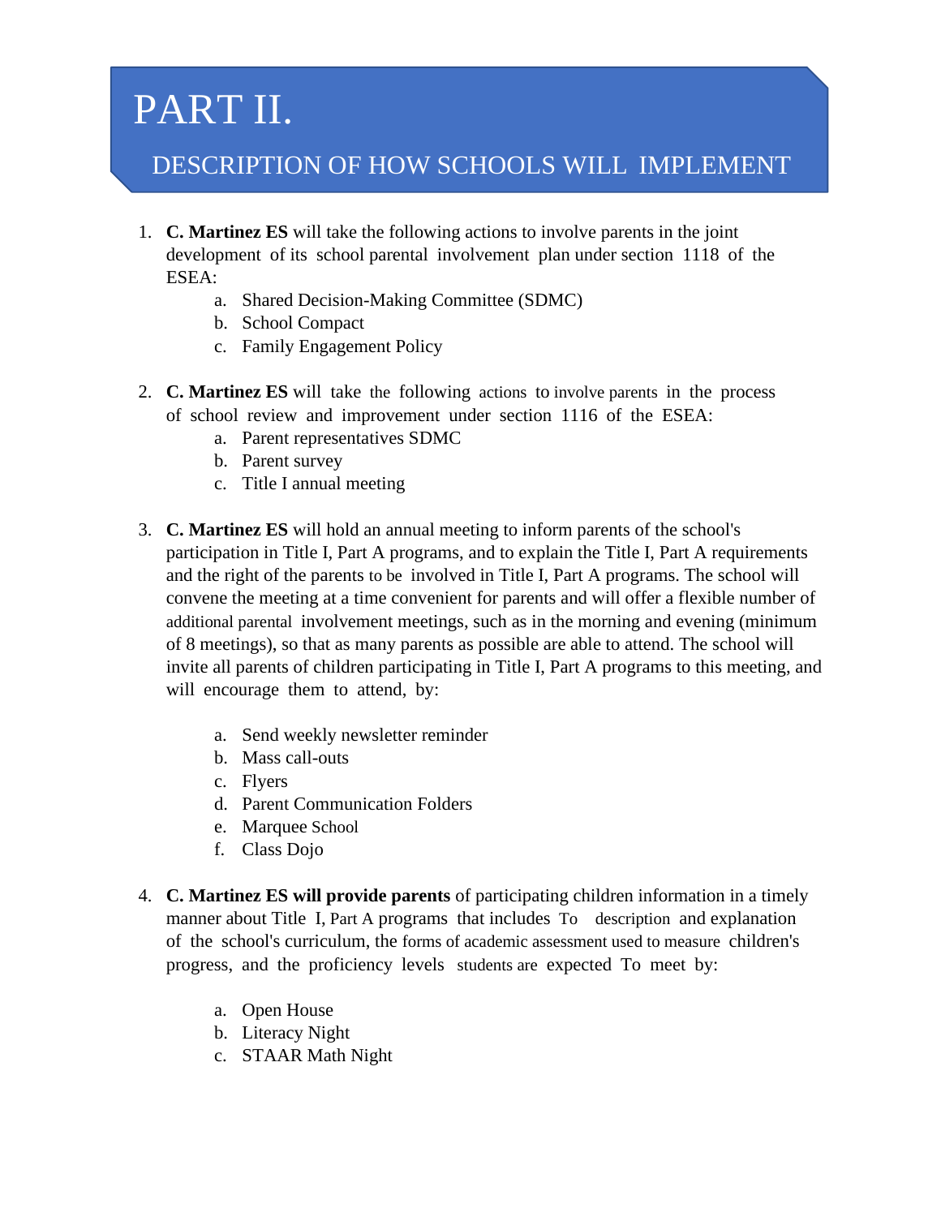# PART II.

## DESCRIPTION OF HOW SCHOOLS WILL IMPLEMENT

1. **C. Martinez ES** will take the following actions to involve parents in the joint development of its school parental involvement plan under section 1118 of the ESEA:
   a. Shared Decision-Making Committee (SDMC)
   b. School Compact
   c. Family Engagement Policy

2. **C. Martinez ES** will take the following actions to involve parents in the process of school review and improvement under section 1116 of the ESEA:
   a. Parent representatives SDMC
   b. Parent survey
   c. Title I annual meeting

3. **C. Martinez ES** will hold an annual meeting to inform parents of the school's participation in Title I, Part A programs, and to explain the Title I, Part A requirements and the right of the parents to be involved in Title I, Part A programs. The school will convene the meeting at a time convenient for parents and will offer a flexible number of additional parental involvement meetings, such as in the morning and evening (minimum of 8 meetings), so that as many parents as possible are able to attend. The school will invite all parents of children participating in Title I, Part A programs to this meeting, and will encourage them to attend, by:

   a. Send weekly newsletter reminder
   b. Mass call-outs
   c. Flyers
   d. Parent Communication Folders
   e. Marquee School
   f. Class Dojo

4. **C. Martinez ES will provide parents** of participating children information in a timely manner about Title I, Part A programs that includes To description and explanation of the school's curriculum, the forms of academic assessment used to measure children's progress, and the proficiency levels students are expected To meet by:

   a. Open House
   b. Literacy Night
   c. STAAR Math Night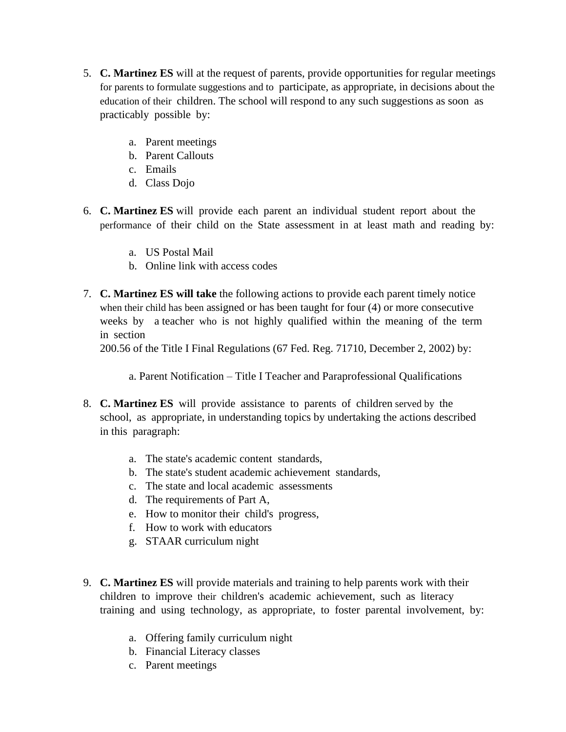5. **C. Martinez ES** will at the request of parents, provide opportunities for regular meetings for parents to formulate suggestions and to participate, as appropriate, in decisions about the education of their children. The school will respond to any such suggestions as soon as practicably possible by:

    a. Parent meetings
    b. Parent Callouts
    c. Emails
    d. Class Dojo

6. **C. Martinez ES** will provide each parent an individual student report about the performance of their child on the State assessment in at least math and reading by:

    a. US Postal Mail
    b. Online link with access codes

7. **C. Martinez ES will take** the following actions to provide each parent timely notice when their child has been assigned or has been taught for four (4) or more consecutive weeks by a teacher who is not highly qualified within the meaning of the term in section 200.56 of the Title I Final Regulations (67 Fed. Reg. 71710, December 2, 2002) by:

    a. Parent Notification – Title I Teacher and Paraprofessional Qualifications

8. **C. Martinez ES** will provide assistance to parents of children served by the school, as appropriate, in understanding topics by undertaking the actions described in this paragraph:

    a. The state's academic content standards,
    b. The state's student academic achievement standards,
    c. The state and local academic assessments
    d. The requirements of Part A,
    e. How to monitor their child's progress,
    f. How to work with educators
    g. STAAR curriculum night

9. **C. Martinez ES** will provide materials and training to help parents work with their children to improve their children's academic achievement, such as literacy training and using technology, as appropriate, to foster parental involvement, by:

    a. Offering family curriculum night
    b. Financial Literacy classes
    c. Parent meetings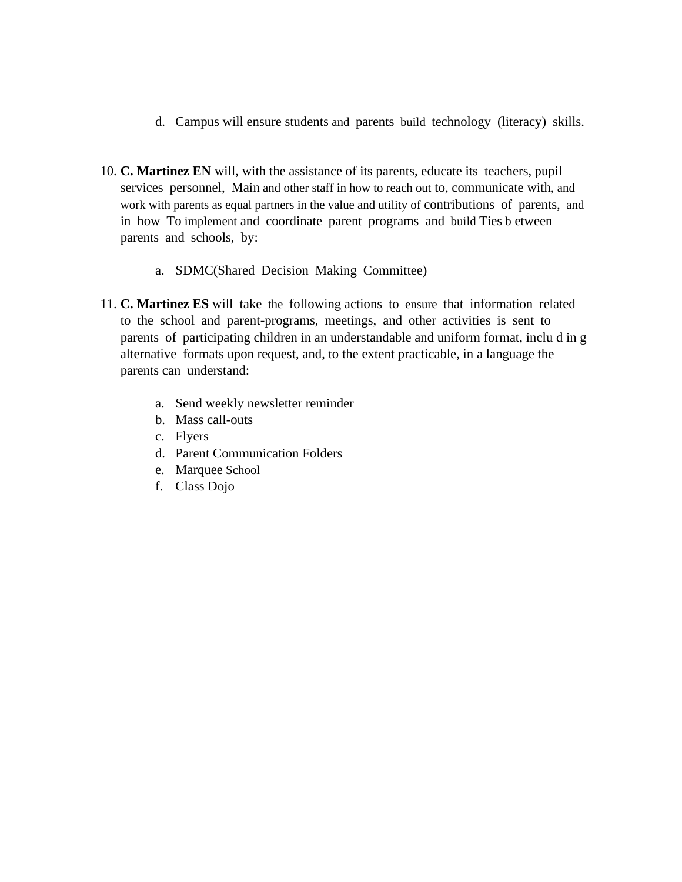d. Campus will ensure students and parents build technology (literacy) skills.

10. **C. Martinez EN** will, with the assistance of its parents, educate its teachers, pupil services personnel, Main and other staff in how to reach out to, communicate with, and work with parents as equal partners in the value and utility of contributions of parents, and in how To implement and coordinate parent programs and build Ties b etween parents and schools, by:

    a. SDMC(Shared Decision Making Committee)

11. **C. Martinez ES** will take the following actions to ensure that information related to the school and parent-programs, meetings, and other activities is sent to parents of participating children in an understandable and uniform format, inclu d in g alternative formats upon request, and, to the extent practicable, in a language the parents can understand:

    a. Send weekly newsletter reminder
    b. Mass call-outs
    c. Flyers
    d. Parent Communication Folders
    e. Marquee School
    f. Class Dojo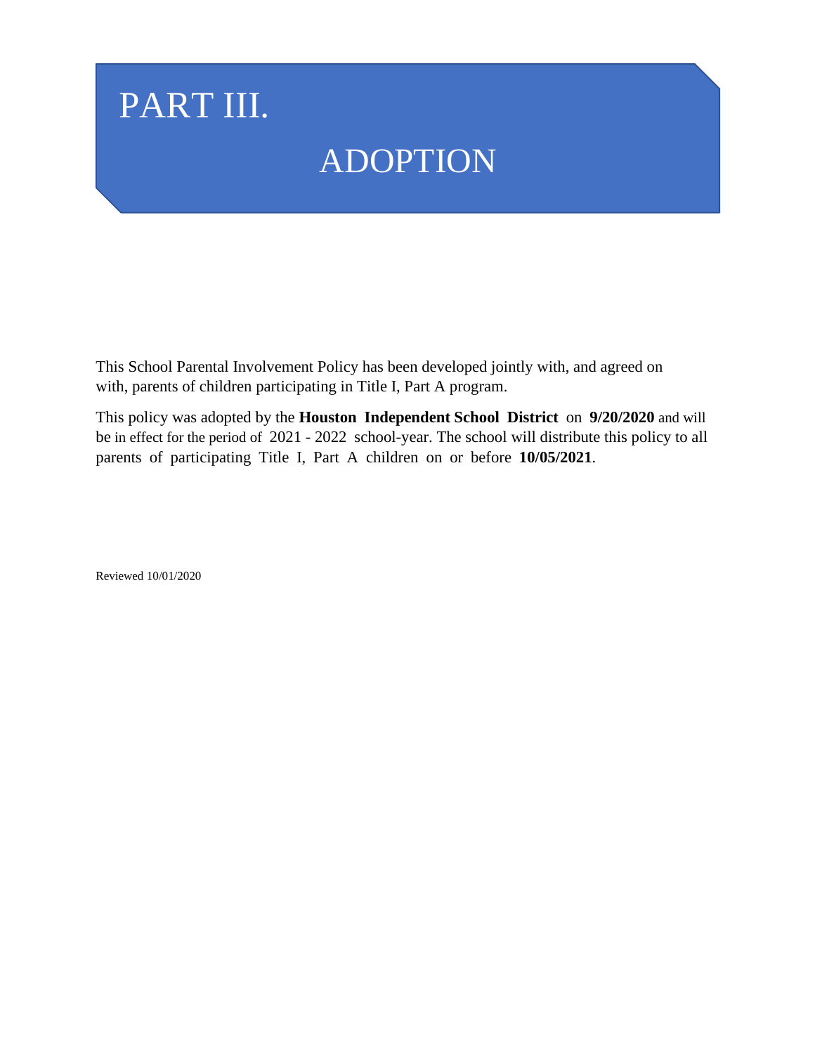# PART III.

## ADOPTION

This School Parental Involvement Policy has been developed jointly with, and agreed on with, parents of children participating in Title I, Part A program.

This policy was adopted by the **Houston Independent School District** on **9/20/2020** and will be in effect for the period of 2021 - 2022 school-year. The school will distribute this policy to all parents of participating Title I, Part A children on or before **10/05/2021**.

Reviewed 10/01/2020